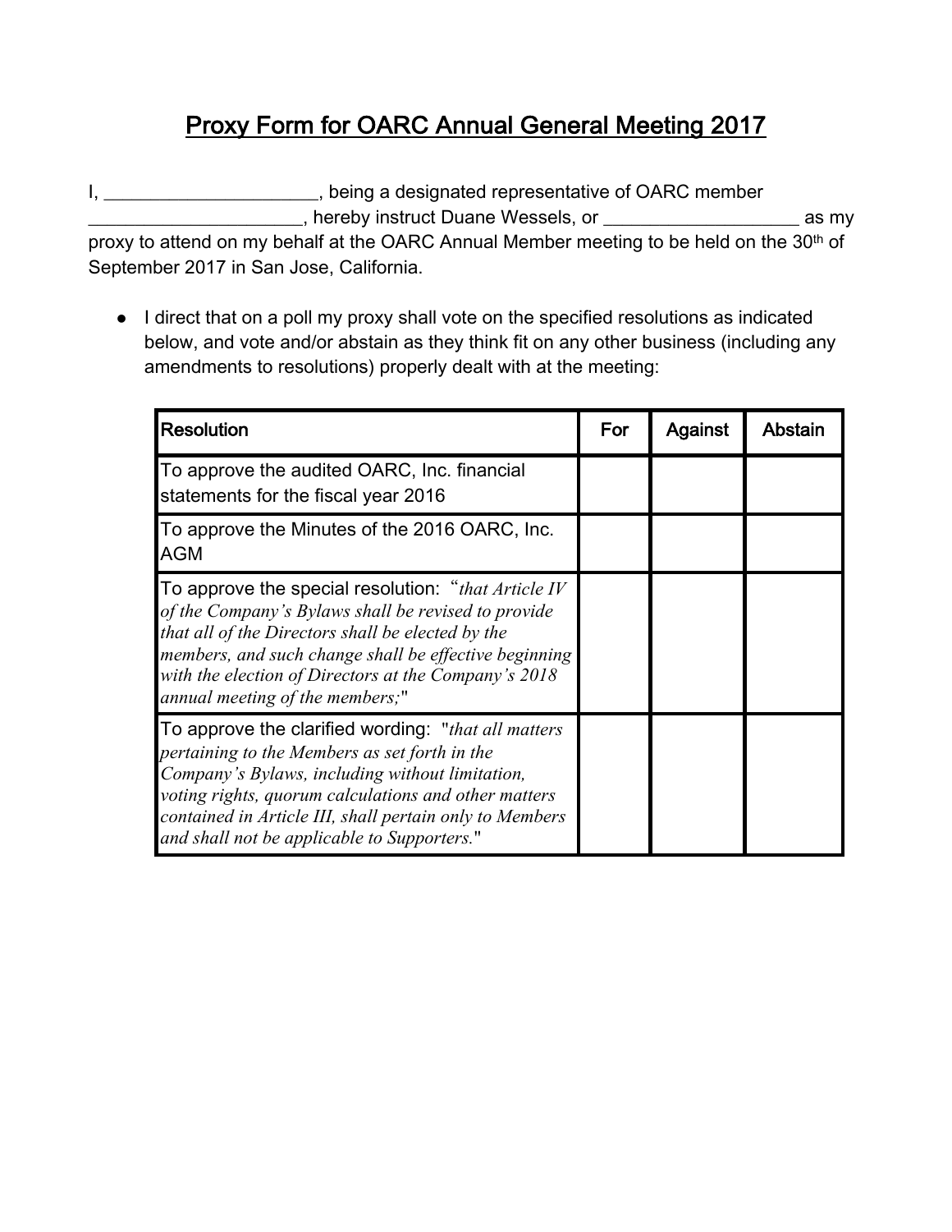# Proxy Form for OARC Annual General Meeting 2017

I, _____________________, being a designated representative of OARC member _____________________, hereby instruct Duane Wessels, or ___________________ as my proxy to attend on my behalf at the OARC Annual Member meeting to be held on the 30th of September 2017 in San Jose, California.

- I direct that on a poll my proxy shall vote on the specified resolutions as indicated below, and vote and/or abstain as they think fit on any other business (including any amendments to resolutions) properly dealt with at the meeting:

| Resolution | For | Against | Abstain |
|---|---|---|---|
| To approve the audited OARC, Inc. financial statements for the fiscal year 2016 | | | |
| To approve the Minutes of the 2016 OARC, Inc. AGM | | | |
| To approve the special resolution: "*that Article IV of the Company's Bylaws shall be revised to provide that all of the Directors shall be elected by the members, and such change shall be effective beginning with the election of Directors at the Company's 2018 annual meeting of the members;*" | | | |
| To approve the clarified wording: "*that all matters pertaining to the Members as set forth in the Company's Bylaws, including without limitation, voting rights, quorum calculations and other matters contained in Article III, shall pertain only to Members and shall not be applicable to Supporters.*" | | | |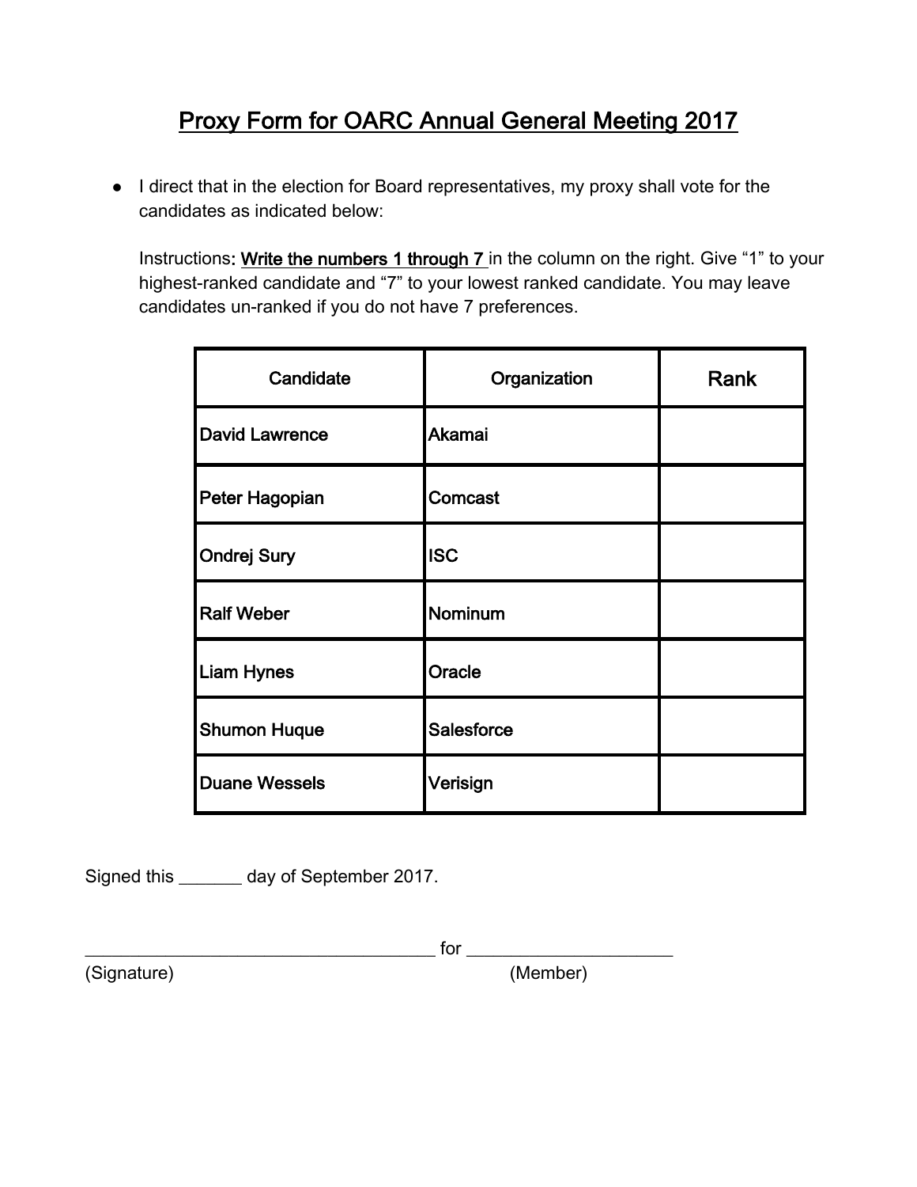# Proxy Form for OARC Annual General Meeting 2017

- I direct that in the election for Board representatives, my proxy shall vote for the candidates as indicated below:

  Instructions: Write the numbers 1 through 7 in the column on the right. Give "1" to your highest-ranked candidate and "7" to your lowest ranked candidate. You may leave candidates un-ranked if you do not have 7 preferences.

| Candidate | Organization | Rank |
|---|---|---|
| David Lawrence | Akamai | |
| Peter Hagopian | Comcast | |
| Ondrej Sury | ISC | |
| Ralf Weber | Nominum | |
| Liam Hynes | Oracle | |
| Shumon Huque | Salesforce | |
| Duane Wessels | Verisign | |

Signed this _______ day of September 2017.

_____________________________________ for _____________________

(Signature) (Member)